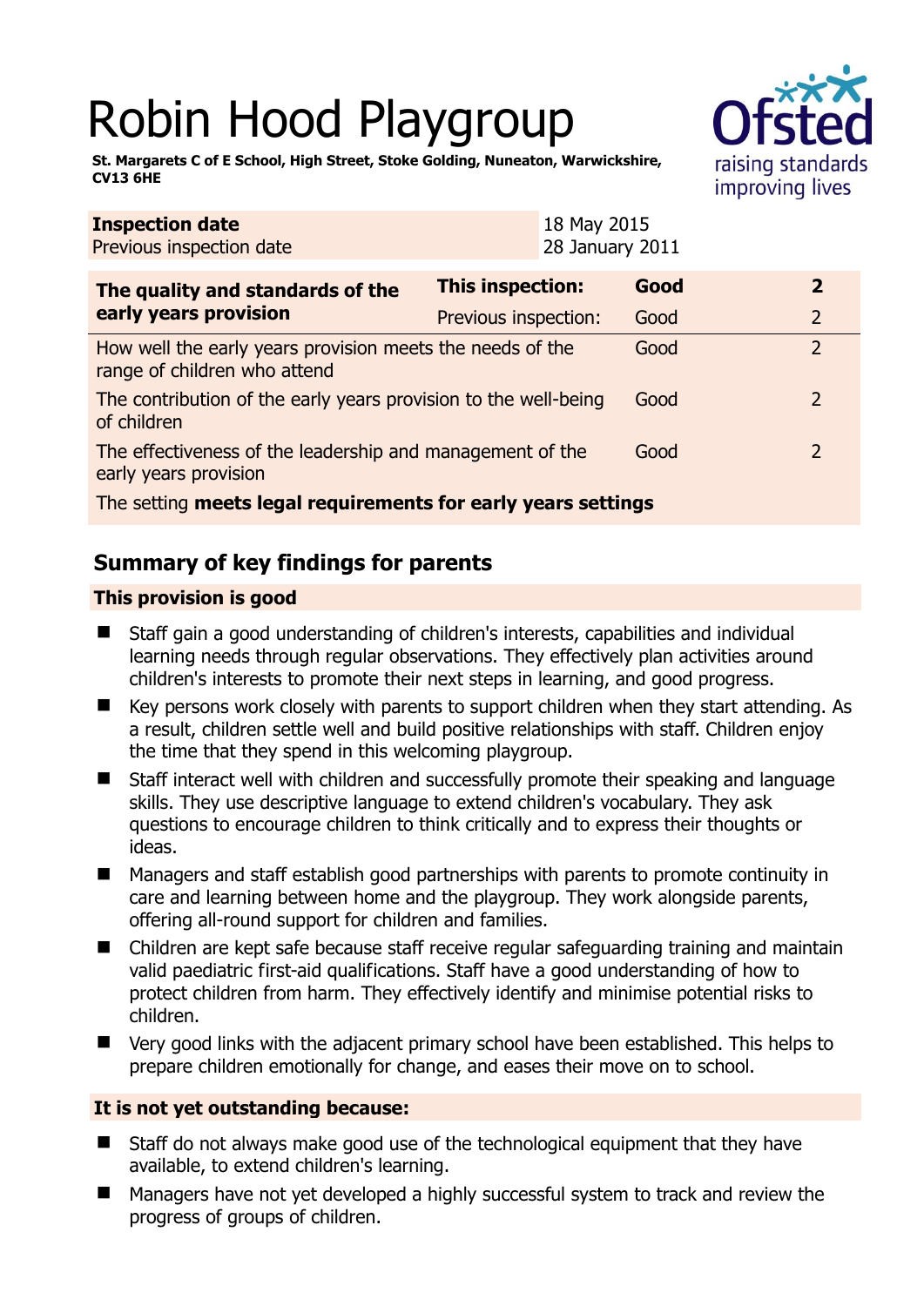# Robin Hood Playgroup

**St. Margarets C of E School, High Street, Stoke Golding, Nuneaton, Warwickshire, CV13 6HE**

| **Inspection date** | 18 May 2015 |
|---|---|
| Previous inspection date | 28 January 2011 |

| **The quality and standards of the early years provision** | **This inspection:** | **Good** | **2** |
|---|---|---|---|
| | Previous inspection: | Good | 2 |
| How well the early years provision meets the needs of the range of children who attend | | Good | 2 |
| The contribution of the early years provision to the well-being of children | | Good | 2 |
| The effectiveness of the leadership and management of the early years provision | | Good | 2 |
| The setting **meets legal requirements for early years settings** | | | |

## Summary of key findings for parents

**This provision is good**

- Staff gain a good understanding of children's interests, capabilities and individual learning needs through regular observations. They effectively plan activities around children's interests to promote their next steps in learning, and good progress.
- Key persons work closely with parents to support children when they start attending. As a result, children settle well and build positive relationships with staff. Children enjoy the time that they spend in this welcoming playgroup.
- Staff interact well with children and successfully promote their speaking and language skills. They use descriptive language to extend children's vocabulary. They ask questions to encourage children to think critically and to express their thoughts or ideas.
- Managers and staff establish good partnerships with parents to promote continuity in care and learning between home and the playgroup. They work alongside parents, offering all-round support for children and families.
- Children are kept safe because staff receive regular safeguarding training and maintain valid paediatric first-aid qualifications. Staff have a good understanding of how to protect children from harm. They effectively identify and minimise potential risks to children.
- Very good links with the adjacent primary school have been established. This helps to prepare children emotionally for change, and eases their move on to school.

**It is not yet outstanding because:**

- Staff do not always make good use of the technological equipment that they have available, to extend children's learning.
- Managers have not yet developed a highly successful system to track and review the progress of groups of children.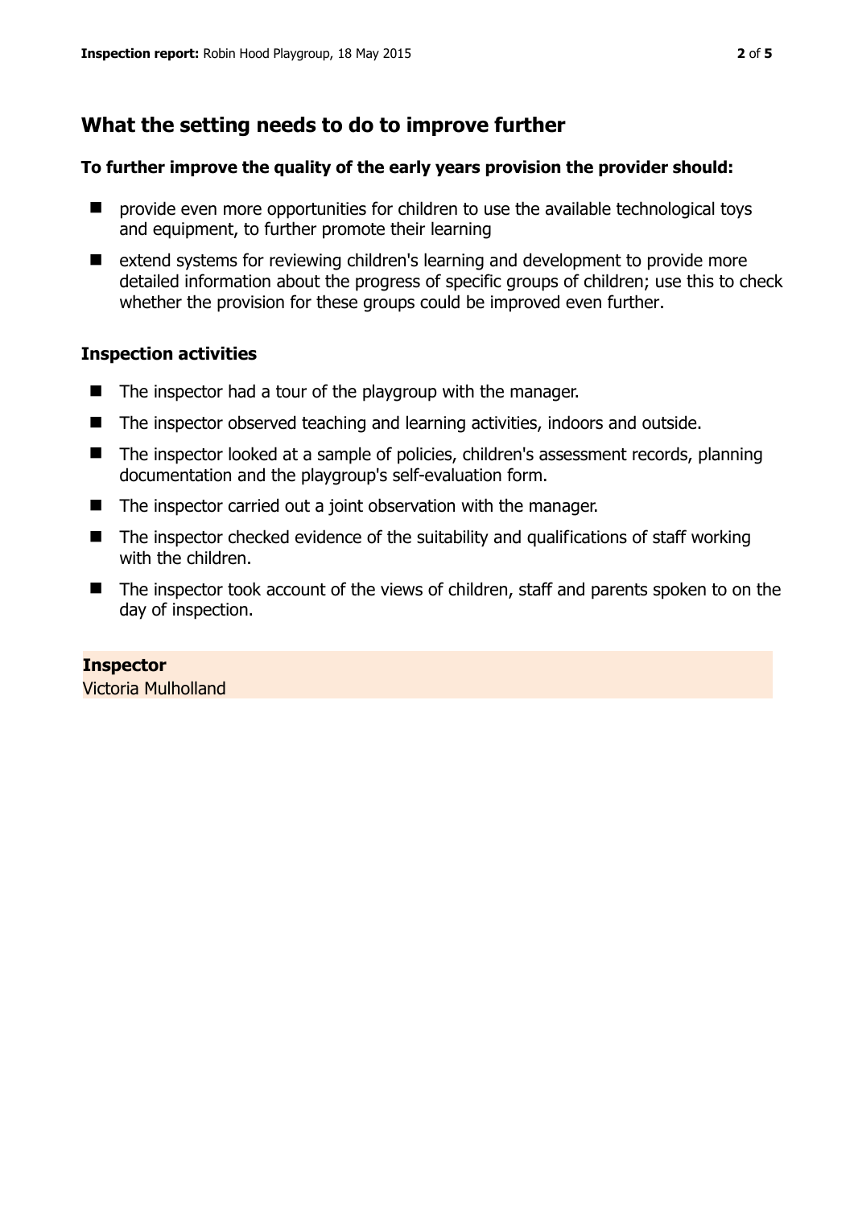## What the setting needs to do to improve further

**To further improve the quality of the early years provision the provider should:**

- provide even more opportunities for children to use the available technological toys and equipment, to further promote their learning
- extend systems for reviewing children's learning and development to provide more detailed information about the progress of specific groups of children; use this to check whether the provision for these groups could be improved even further.

### Inspection activities

- The inspector had a tour of the playgroup with the manager.
- The inspector observed teaching and learning activities, indoors and outside.
- The inspector looked at a sample of policies, children's assessment records, planning documentation and the playgroup's self-evaluation form.
- The inspector carried out a joint observation with the manager.
- The inspector checked evidence of the suitability and qualifications of staff working with the children.
- The inspector took account of the views of children, staff and parents spoken to on the day of inspection.

**Inspector**
Victoria Mulholland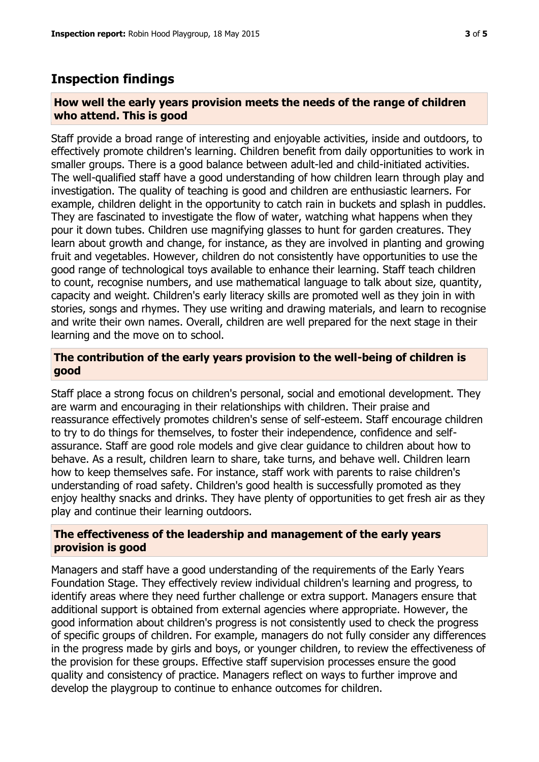## Inspection findings

### How well the early years provision meets the needs of the range of children who attend. This is good

Staff provide a broad range of interesting and enjoyable activities, inside and outdoors, to effectively promote children's learning. Children benefit from daily opportunities to work in smaller groups. There is a good balance between adult-led and child-initiated activities. The well-qualified staff have a good understanding of how children learn through play and investigation. The quality of teaching is good and children are enthusiastic learners. For example, children delight in the opportunity to catch rain in buckets and splash in puddles. They are fascinated to investigate the flow of water, watching what happens when they pour it down tubes. Children use magnifying glasses to hunt for garden creatures. They learn about growth and change, for instance, as they are involved in planting and growing fruit and vegetables. However, children do not consistently have opportunities to use the good range of technological toys available to enhance their learning. Staff teach children to count, recognise numbers, and use mathematical language to talk about size, quantity, capacity and weight. Children's early literacy skills are promoted well as they join in with stories, songs and rhymes. They use writing and drawing materials, and learn to recognise and write their own names. Overall, children are well prepared for the next stage in their learning and the move on to school.

### The contribution of the early years provision to the well-being of children is good

Staff place a strong focus on children's personal, social and emotional development. They are warm and encouraging in their relationships with children. Their praise and reassurance effectively promotes children's sense of self-esteem. Staff encourage children to try to do things for themselves, to foster their independence, confidence and self-assurance. Staff are good role models and give clear guidance to children about how to behave. As a result, children learn to share, take turns, and behave well. Children learn how to keep themselves safe. For instance, staff work with parents to raise children's understanding of road safety. Children's good health is successfully promoted as they enjoy healthy snacks and drinks. They have plenty of opportunities to get fresh air as they play and continue their learning outdoors.

### The effectiveness of the leadership and management of the early years provision is good

Managers and staff have a good understanding of the requirements of the Early Years Foundation Stage. They effectively review individual children's learning and progress, to identify areas where they need further challenge or extra support. Managers ensure that additional support is obtained from external agencies where appropriate. However, the good information about children's progress is not consistently used to check the progress of specific groups of children. For example, managers do not fully consider any differences in the progress made by girls and boys, or younger children, to review the effectiveness of the provision for these groups. Effective staff supervision processes ensure the good quality and consistency of practice. Managers reflect on ways to further improve and develop the playgroup to continue to enhance outcomes for children.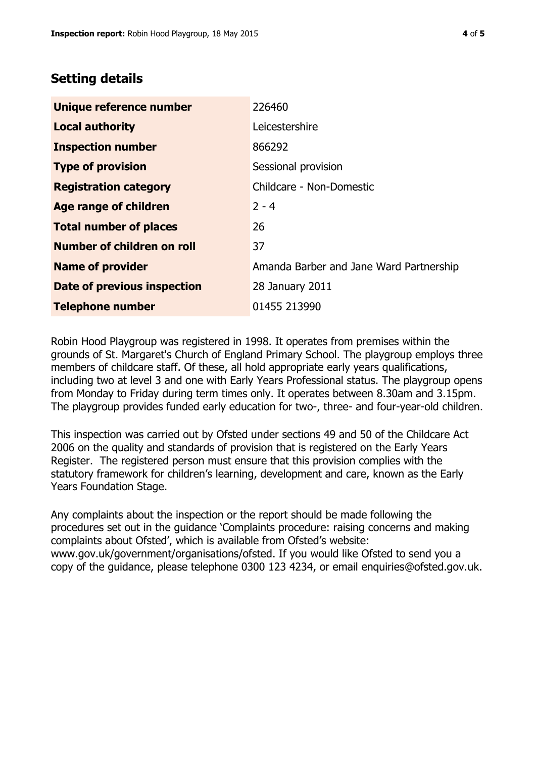## Setting details

| | |
|---|---|
| **Unique reference number** | 226460 |
| **Local authority** | Leicestershire |
| **Inspection number** | 866292 |
| **Type of provision** | Sessional provision |
| **Registration category** | Childcare - Non-Domestic |
| **Age range of children** | 2 - 4 |
| **Total number of places** | 26 |
| **Number of children on roll** | 37 |
| **Name of provider** | Amanda Barber and Jane Ward Partnership |
| **Date of previous inspection** | 28 January 2011 |
| **Telephone number** | 01455 213990 |

Robin Hood Playgroup was registered in 1998. It operates from premises within the grounds of St. Margaret's Church of England Primary School. The playgroup employs three members of childcare staff. Of these, all hold appropriate early years qualifications, including two at level 3 and one with Early Years Professional status. The playgroup opens from Monday to Friday during term times only. It operates between 8.30am and 3.15pm. The playgroup provides funded early education for two-, three- and four-year-old children.

This inspection was carried out by Ofsted under sections 49 and 50 of the Childcare Act 2006 on the quality and standards of provision that is registered on the Early Years Register. The registered person must ensure that this provision complies with the statutory framework for children's learning, development and care, known as the Early Years Foundation Stage.

Any complaints about the inspection or the report should be made following the procedures set out in the guidance 'Complaints procedure: raising concerns and making complaints about Ofsted', which is available from Ofsted's website: www.gov.uk/government/organisations/ofsted. If you would like Ofsted to send you a copy of the guidance, please telephone 0300 123 4234, or email enquiries@ofsted.gov.uk.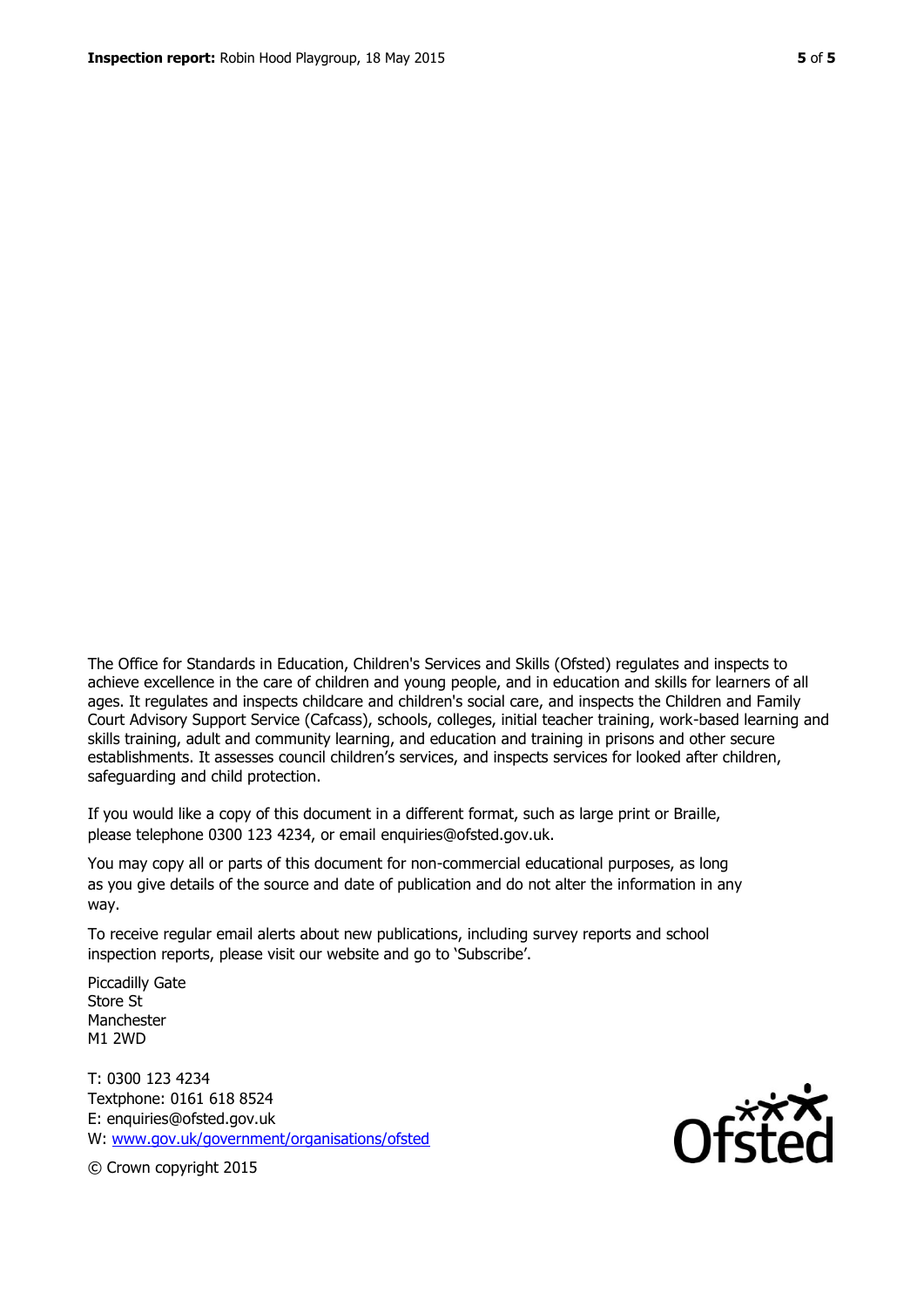The Office for Standards in Education, Children's Services and Skills (Ofsted) regulates and inspects to achieve excellence in the care of children and young people, and in education and skills for learners of all ages. It regulates and inspects childcare and children's social care, and inspects the Children and Family Court Advisory Support Service (Cafcass), schools, colleges, initial teacher training, work-based learning and skills training, adult and community learning, and education and training in prisons and other secure establishments. It assesses council children's services, and inspects services for looked after children, safeguarding and child protection.

If you would like a copy of this document in a different format, such as large print or Braille, please telephone 0300 123 4234, or email enquiries@ofsted.gov.uk.

You may copy all or parts of this document for non-commercial educational purposes, as long as you give details of the source and date of publication and do not alter the information in any way.

To receive regular email alerts about new publications, including survey reports and school inspection reports, please visit our website and go to 'Subscribe'.

Piccadilly Gate
Store St
Manchester
M1 2WD

T: 0300 123 4234
Textphone: 0161 618 8524
E: enquiries@ofsted.gov.uk
W: [www.gov.uk/government/organisations/ofsted](http://www.gov.uk/government/organisations/ofsted)

© Crown copyright 2015